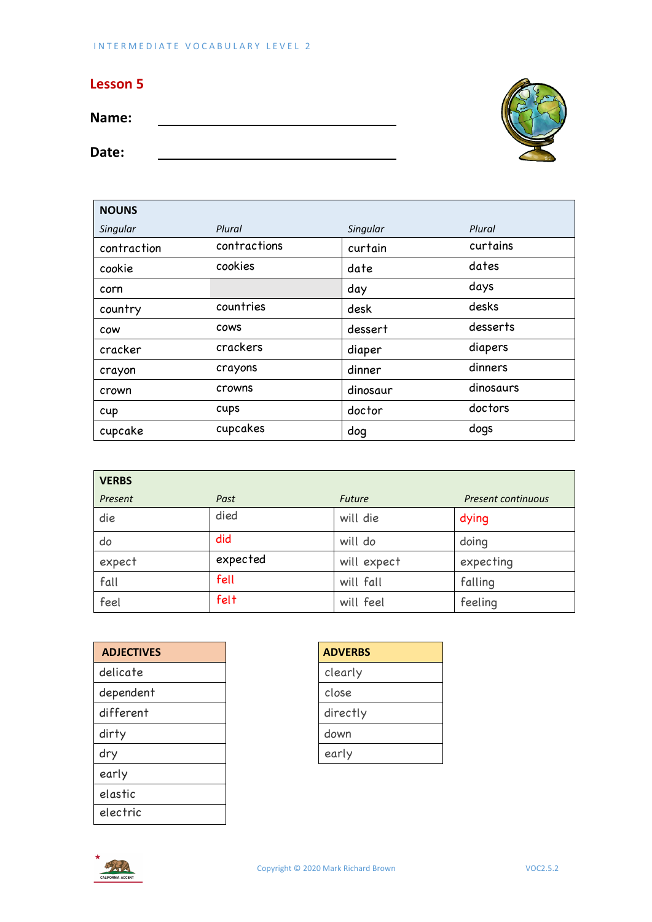## Lesson 5

**Name:** ______________________________

**Date:** ______________________________

| NOUNS | | | |
|---|---|---|---|
| *Singular* | *Plural* | *Singular* | *Plural* |
| contraction | contractions | curtain | curtains |
| cookie | cookies | date | dates |
| corn | | day | days |
| country | countries | desk | desks |
| cow | cows | dessert | desserts |
| cracker | crackers | diaper | diapers |
| crayon | crayons | dinner | dinners |
| crown | crowns | dinosaur | dinosaurs |
| cup | cups | doctor | doctors |
| cupcake | cupcakes | dog | dogs |

| VERBS | | | |
|---|---|---|---|
| *Present* | *Past* | *Future* | *Present continuous* |
| die | died | will die | dying |
| do | did | will do | doing |
| expect | expected | will expect | expecting |
| fall | fell | will fall | falling |
| feel | felt | will feel | feeling |

| ADJECTIVES |
|---|
| delicate |
| dependent |
| different |
| dirty |
| dry |
| early |
| elastic |
| electric |

| ADVERBS |
|---|
| clearly |
| close |
| directly |
| down |
| early |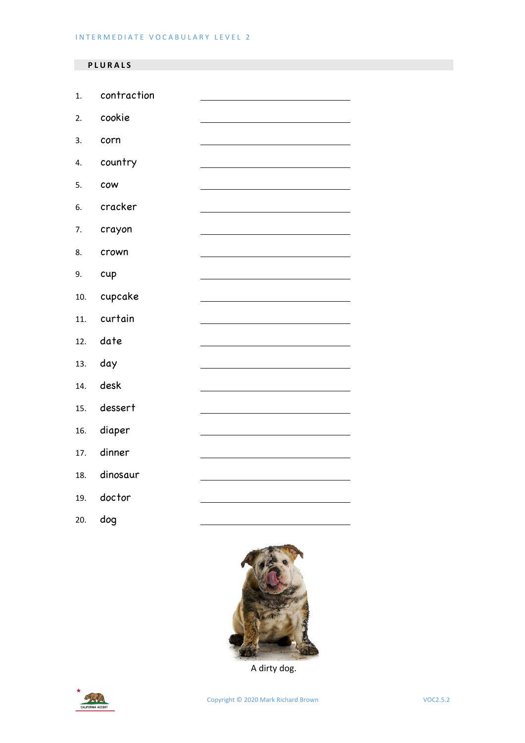## PLURALS

1. contraction ____________________
2. cookie ____________________
3. corn ____________________
4. country ____________________
5. cow ____________________
6. cracker ____________________
7. crayon ____________________
8. crown ____________________
9. cup ____________________
10. cupcake ____________________
11. curtain ____________________
12. date ____________________
13. day ____________________
14. desk ____________________
15. dessert ____________________
16. diaper ____________________
17. dinner ____________________
18. dinosaur ____________________
19. doctor ____________________
20. dog ____________________

A dirty dog.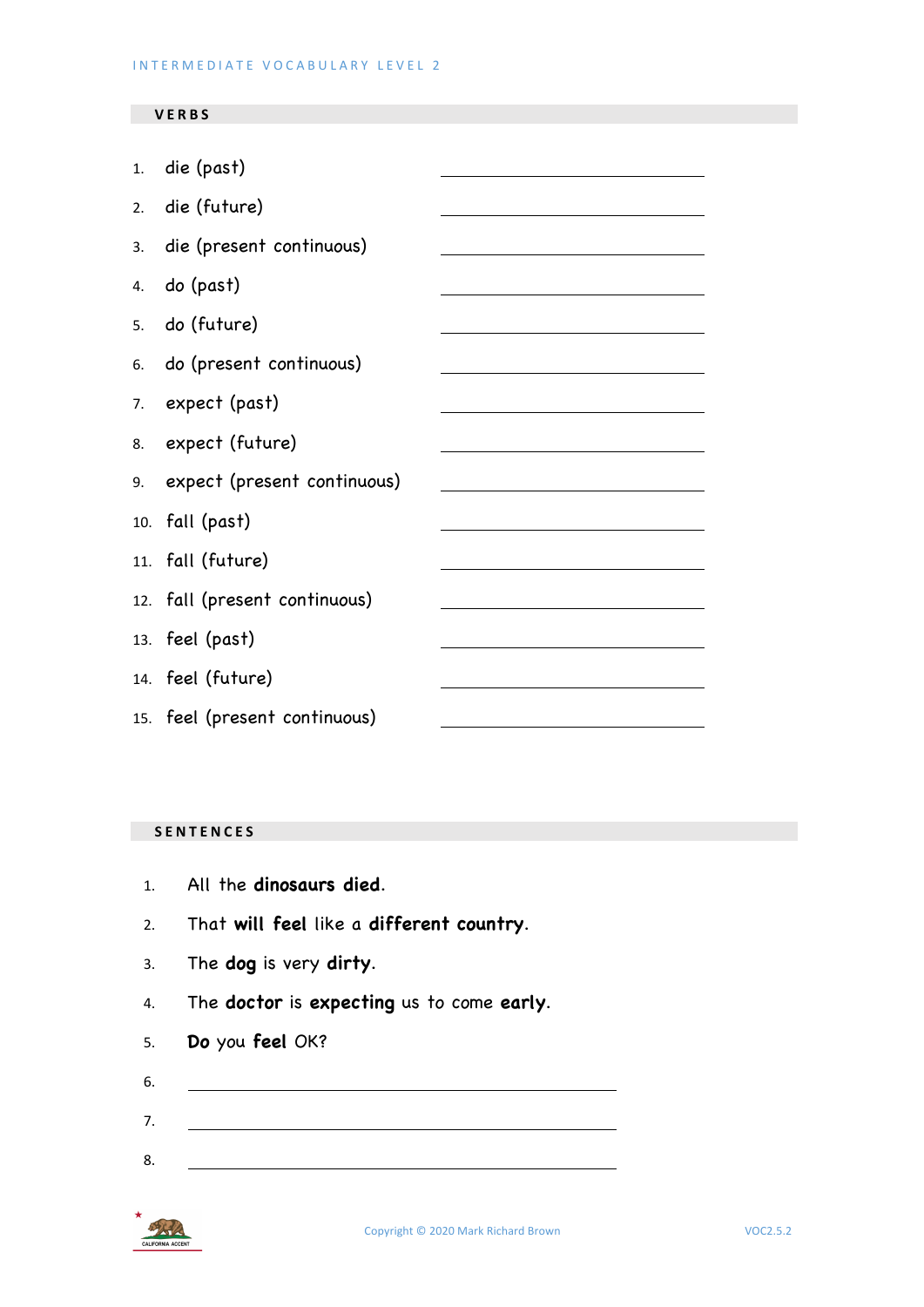INTERMEDIATE VOCABULARY LEVEL 2

## VERBS

1. die (past) \_\_\_\_\_\_\_\_\_\_\_\_\_\_\_\_\_\_\_\_
2. die (future) \_\_\_\_\_\_\_\_\_\_\_\_\_\_\_\_\_\_\_\_
3. die (present continuous) \_\_\_\_\_\_\_\_\_\_\_\_\_\_\_\_\_\_\_\_
4. do (past) \_\_\_\_\_\_\_\_\_\_\_\_\_\_\_\_\_\_\_\_
5. do (future) \_\_\_\_\_\_\_\_\_\_\_\_\_\_\_\_\_\_\_\_
6. do (present continuous) \_\_\_\_\_\_\_\_\_\_\_\_\_\_\_\_\_\_\_\_
7. expect (past) \_\_\_\_\_\_\_\_\_\_\_\_\_\_\_\_\_\_\_\_
8. expect (future) \_\_\_\_\_\_\_\_\_\_\_\_\_\_\_\_\_\_\_\_
9. expect (present continuous) \_\_\_\_\_\_\_\_\_\_\_\_\_\_\_\_\_\_\_\_
10. fall (past) \_\_\_\_\_\_\_\_\_\_\_\_\_\_\_\_\_\_\_\_
11. fall (future) \_\_\_\_\_\_\_\_\_\_\_\_\_\_\_\_\_\_\_\_
12. fall (present continuous) \_\_\_\_\_\_\_\_\_\_\_\_\_\_\_\_\_\_\_\_
13. feel (past) \_\_\_\_\_\_\_\_\_\_\_\_\_\_\_\_\_\_\_\_
14. feel (future) \_\_\_\_\_\_\_\_\_\_\_\_\_\_\_\_\_\_\_\_
15. feel (present continuous) \_\_\_\_\_\_\_\_\_\_\_\_\_\_\_\_\_\_\_\_

## SENTENCES

1. All the **dinosaurs died**.
2. That **will feel** like a **different country**.
3. The **dog** is very **dirty**.
4. The **doctor** is **expecting** us to come **early**.
5. **Do** you **feel** OK?
6. \_\_\_\_\_\_\_\_\_\_\_\_\_\_\_\_\_\_\_\_\_\_\_\_\_\_\_\_\_\_\_\_\_\_\_\_\_\_\_\_
7. \_\_\_\_\_\_\_\_\_\_\_\_\_\_\_\_\_\_\_\_\_\_\_\_\_\_\_\_\_\_\_\_\_\_\_\_\_\_\_\_
8. \_\_\_\_\_\_\_\_\_\_\_\_\_\_\_\_\_\_\_\_\_\_\_\_\_\_\_\_\_\_\_\_\_\_\_\_\_\_\_\_

Copyright © 2020 Mark Richard Brown

VOC2.5.2